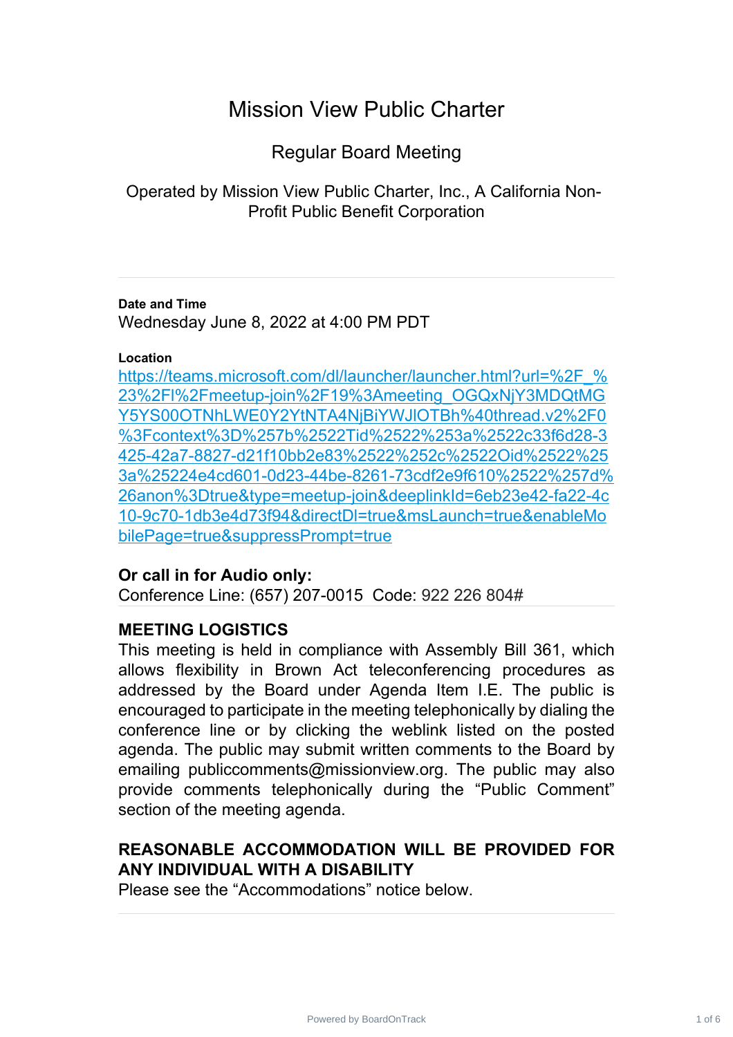# Mission View Public Charter

## Regular Board Meeting

Operated by Mission View Public Charter, Inc., A California Non-Profit Public Benefit Corporation

---

**Date and Time**

Wednesday June 8, 2022 at 4:00 PM PDT

**Location**

[https://teams.microsoft.com/dl/launcher/launcher.html?url=%2F_%23%2Fl%2Fmeetup-join%2F19%3Ameeting_OGQxNjY3MDQtMGY5YS00OTNhLWE0Y2YtNTA4NjBiYWJlOTBh%40thread.v2%2F0%3Fcontext%3D%257b%2522Tid%2522%253a%2522c33f6d28-3425-42a7-8827-d21f10bb2e83%2522%252c%2522Oid%2522%253a%25224e4cd601-0d23-44be-8261-73cdf2e9f610%2522%257d%26anon%3Dtrue&type=meetup-join&deeplinkId=6eb23e42-fa22-4c10-9c70-1db3e4d73f94&directDl=true&msLaunch=true&enableMobilePage=true&suppressPrompt=true](https://teams.microsoft.com/dl/launcher/launcher.html?url=%2F_%23%2Fl%2Fmeetup-join%2F19%3Ameeting_OGQxNjY3MDQtMGY5YS00OTNhLWE0Y2YtNTA4NjBiYWJlOTBh%40thread.v2%2F0%3Fcontext%3D%257b%2522Tid%2522%253a%2522c33f6d28-3425-42a7-8827-d21f10bb2e83%2522%252c%2522Oid%2522%253a%25224e4cd601-0d23-44be-8261-73cdf2e9f610%2522%257d%26anon%3Dtrue&type=meetup-join&deeplinkId=6eb23e42-fa22-4c10-9c70-1db3e4d73f94&directDl=true&msLaunch=true&enableMobilePage=true&suppressPrompt=true)

**Or call in for Audio only:**

Conference Line: (657) 207-0015 Code: 922 226 804#

---

**MEETING LOGISTICS**

This meeting is held in compliance with Assembly Bill 361, which allows flexibility in Brown Act teleconferencing procedures as addressed by the Board under Agenda Item I.E. The public is encouraged to participate in the meeting telephonically by dialing the conference line or by clicking the weblink listed on the posted agenda. The public may submit written comments to the Board by emailing publiccomments@missionview.org. The public may also provide comments telephonically during the "Public Comment" section of the meeting agenda.

**REASONABLE ACCOMMODATION WILL BE PROVIDED FOR ANY INDIVIDUAL WITH A DISABILITY**

Please see the "Accommodations" notice below.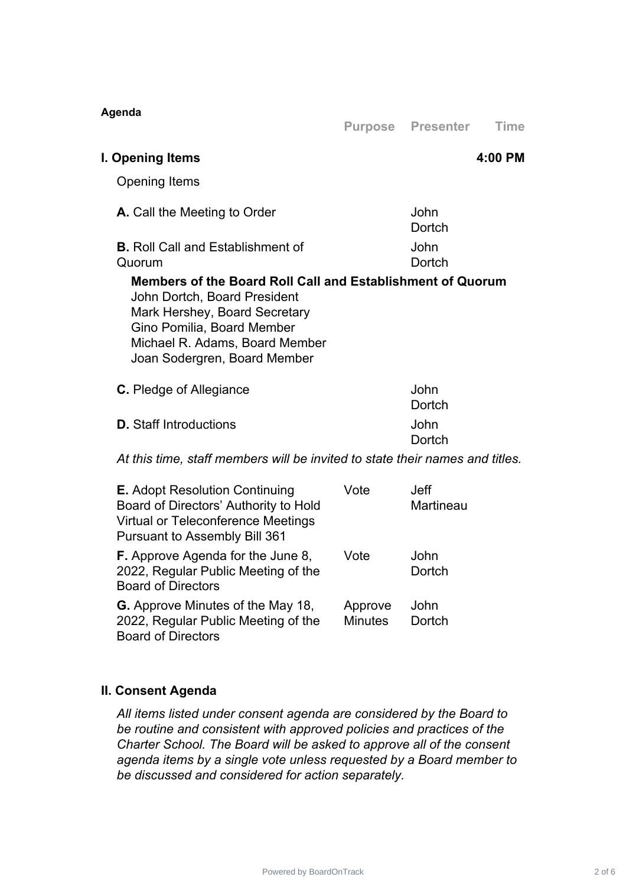**Agenda**

| | Purpose | Presenter | Time |
|---|---|---|---|
| **I. Opening Items** | | | **4:00 PM** |
| Opening Items | | | |
| **A.** Call the Meeting to Order | | John Dortch | |
| **B.** Roll Call and Establishment of Quorum | | John Dortch | |

**Members of the Board Roll Call and Establishment of Quorum**
John Dortch, Board President
Mark Hershey, Board Secretary
Gino Pomilia, Board Member
Michael R. Adams, Board Member
Joan Sodergren, Board Member

| | Purpose | Presenter | Time |
|---|---|---|---|
| **C.** Pledge of Allegiance | | John Dortch | |
| **D.** Staff Introductions | | John Dortch | |

*At this time, staff members will be invited to state their names and titles.*

| | Purpose | Presenter | Time |
|---|---|---|---|
| **E.** Adopt Resolution Continuing Board of Directors' Authority to Hold Virtual or Teleconference Meetings Pursuant to Assembly Bill 361 | Vote | Jeff Martineau | |
| **F.** Approve Agenda for the June 8, 2022, Regular Public Meeting of the Board of Directors | Vote | John Dortch | |
| **G.** Approve Minutes of the May 18, 2022, Regular Public Meeting of the Board of Directors | Approve Minutes | John Dortch | |

**II. Consent Agenda**

*All items listed under consent agenda are considered by the Board to be routine and consistent with approved policies and practices of the Charter School. The Board will be asked to approve all of the consent agenda items by a single vote unless requested by a Board member to be discussed and considered for action separately.*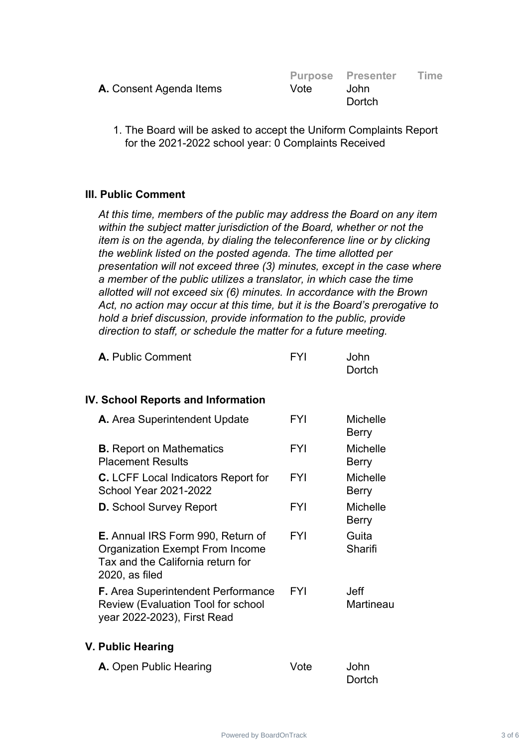| | Purpose | Presenter | Time |
|---|---|---|---|
| **A.** Consent Agenda Items | Vote | John Dortch | |

1. The Board will be asked to accept the Uniform Complaints Report for the 2021-2022 school year: 0 Complaints Received

### III. Public Comment

*At this time, members of the public may address the Board on any item within the subject matter jurisdiction of the Board, whether or not the item is on the agenda, by dialing the teleconference line or by clicking the weblink listed on the posted agenda. The time allotted per presentation will not exceed three (3) minutes, except in the case where a member of the public utilizes a translator, in which case the time allotted will not exceed six (6) minutes. In accordance with the Brown Act, no action may occur at this time, but it is the Board's prerogative to hold a brief discussion, provide information to the public, provide direction to staff, or schedule the matter for a future meeting.*

| | | | |
|---|---|---|---|
| **A.** Public Comment | FYI | John Dortch | |

### IV. School Reports and Information

| | | | |
|---|---|---|---|
| **A.** Area Superintendent Update | FYI | Michelle Berry | |
| **B.** Report on Mathematics Placement Results | FYI | Michelle Berry | |
| **C.** LCFF Local Indicators Report for School Year 2021-2022 | FYI | Michelle Berry | |
| **D.** School Survey Report | FYI | Michelle Berry | |
| **E.** Annual IRS Form 990, Return of Organization Exempt From Income Tax and the California return for 2020, as filed | FYI | Guita Sharifi | |
| **F.** Area Superintendent Performance Review (Evaluation Tool for school year 2022-2023), First Read | FYI | Jeff Martineau | |

### V. Public Hearing

| | | | |
|---|---|---|---|
| **A.** Open Public Hearing | Vote | John Dortch | |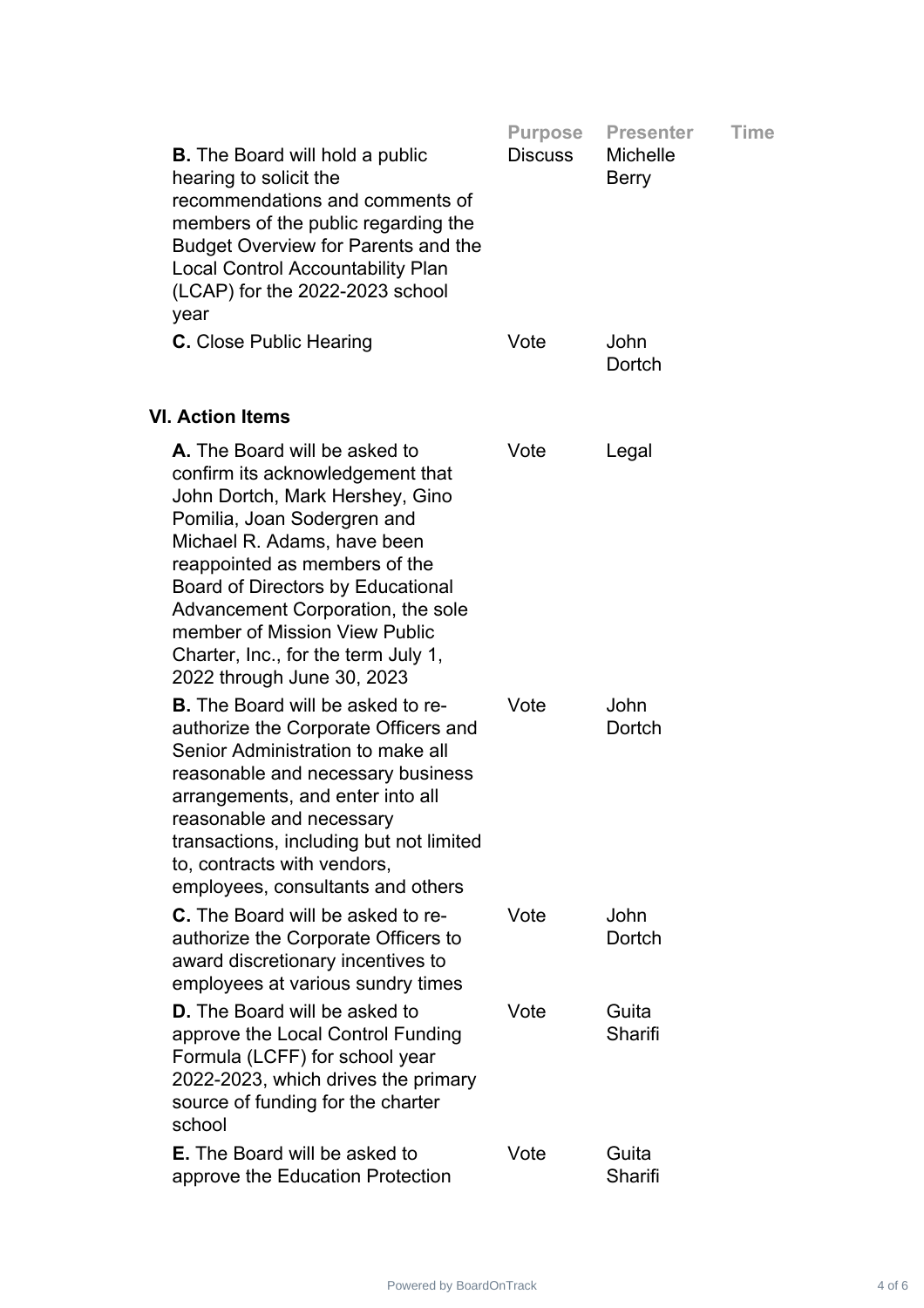| | Purpose | Presenter | Time |
|---|---|---|---|
| **B.** The Board will hold a public hearing to solicit the recommendations and comments of members of the public regarding the Budget Overview for Parents and the Local Control Accountability Plan (LCAP) for the 2022-2023 school year | Discuss | Michelle Berry | |
| **C.** Close Public Hearing | Vote | John Dortch | |

### VI. Action Items

| | Purpose | Presenter | Time |
|---|---|---|---|
| **A.** The Board will be asked to confirm its acknowledgement that John Dortch, Mark Hershey, Gino Pomilia, Joan Sodergren and Michael R. Adams, have been reappointed as members of the Board of Directors by Educational Advancement Corporation, the sole member of Mission View Public Charter, Inc., for the term July 1, 2022 through June 30, 2023 | Vote | Legal | |
| **B.** The Board will be asked to re-authorize the Corporate Officers and Senior Administration to make all reasonable and necessary business arrangements, and enter into all reasonable and necessary transactions, including but not limited to, contracts with vendors, employees, consultants and others | Vote | John Dortch | |
| **C.** The Board will be asked to re-authorize the Corporate Officers to award discretionary incentives to employees at various sundry times | Vote | John Dortch | |
| **D.** The Board will be asked to approve the Local Control Funding Formula (LCFF) for school year 2022-2023, which drives the primary source of funding for the charter school | Vote | Guita Sharifi | |
| **E.** The Board will be asked to approve the Education Protection | Vote | Guita Sharifi | |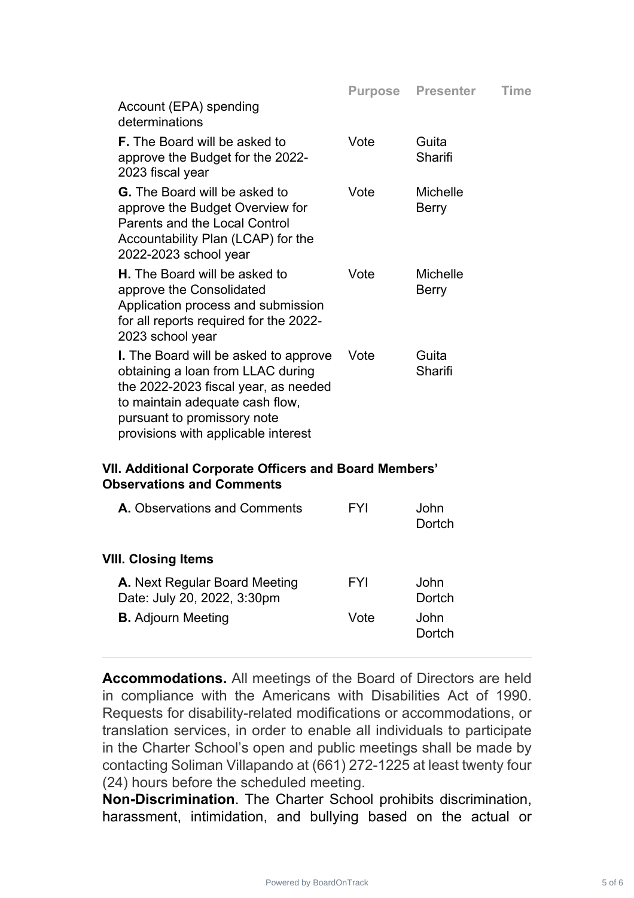| | Purpose | Presenter | Time |
|---|---|---|---|
| Account (EPA) spending determinations | | | |
| **F.** The Board will be asked to approve the Budget for the 2022-2023 fiscal year | Vote | Guita Sharifi | |
| **G.** The Board will be asked to approve the Budget Overview for Parents and the Local Control Accountability Plan (LCAP) for the 2022-2023 school year | Vote | Michelle Berry | |
| **H.** The Board will be asked to approve the Consolidated Application process and submission for all reports required for the 2022-2023 school year | Vote | Michelle Berry | |
| **I.** The Board will be asked to approve obtaining a loan from LLAC during the 2022-2023 fiscal year, as needed to maintain adequate cash flow, pursuant to promissory note provisions with applicable interest | Vote | Guita Sharifi | |

### VII. Additional Corporate Officers and Board Members' Observations and Comments

| | Purpose | Presenter | Time |
|---|---|---|---|
| **A.** Observations and Comments | FYI | John Dortch | |

### VIII. Closing Items

| | Purpose | Presenter | Time |
|---|---|---|---|
| **A.** Next Regular Board Meeting Date: July 20, 2022, 3:30pm | FYI | John Dortch | |
| **B.** Adjourn Meeting | Vote | John Dortch | |

---

**Accommodations.** All meetings of the Board of Directors are held in compliance with the Americans with Disabilities Act of 1990. Requests for disability-related modifications or accommodations, or translation services, in order to enable all individuals to participate in the Charter School's open and public meetings shall be made by contacting Soliman Villapando at (661) 272-1225 at least twenty four (24) hours before the scheduled meeting.

**Non-Discrimination**. The Charter School prohibits discrimination, harassment, intimidation, and bullying based on the actual or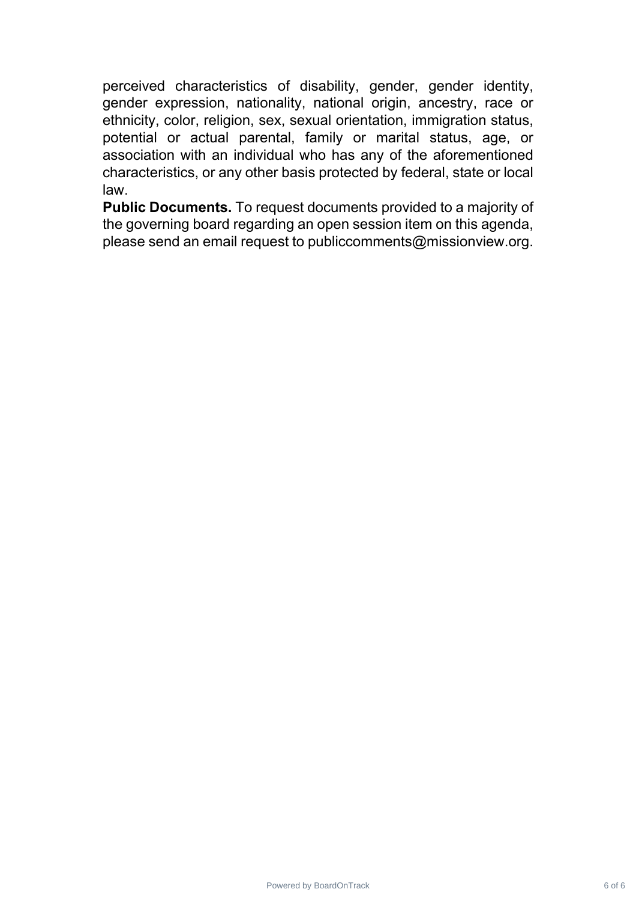perceived characteristics of disability, gender, gender identity, gender expression, nationality, national origin, ancestry, race or ethnicity, color, religion, sex, sexual orientation, immigration status, potential or actual parental, family or marital status, age, or association with an individual who has any of the aforementioned characteristics, or any other basis protected by federal, state or local law.

**Public Documents.** To request documents provided to a majority of the governing board regarding an open session item on this agenda, please send an email request to publiccomments@missionview.org.